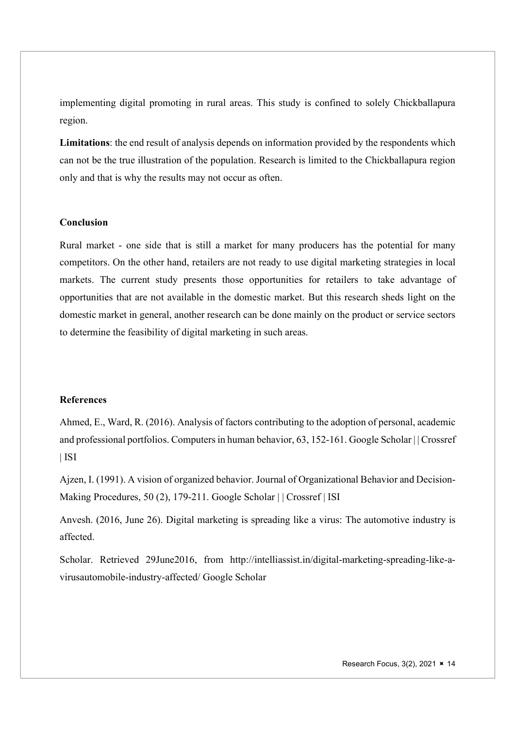implementing digital promoting in rural areas. This study is confined to solely Chickballapura region.

**Limitations**: the end result of analysis depends on information provided by the respondents which can not be the true illustration of the population. Research is limited to the Chickballapura region only and that is why the results may not occur as often.

### Conclusion

Rural market - one side that is still a market for many producers has the potential for many competitors. On the other hand, retailers are not ready to use digital marketing strategies in local markets. The current study presents those opportunities for retailers to take advantage of opportunities that are not available in the domestic market. But this research sheds light on the domestic market in general, another research can be done mainly on the product or service sectors to determine the feasibility of digital marketing in such areas.

### References

Ahmed, E., Ward, R. (2016). Analysis of factors contributing to the adoption of personal, academic and professional portfolios. Computers in human behavior, 63, 152-161. Google Scholar | | Crossref | ISI

Ajzen, I. (1991). A vision of organized behavior. Journal of Organizational Behavior and Decision-Making Procedures, 50 (2), 179-211. Google Scholar | | Crossref | ISI

Anvesh. (2016, June 26). Digital marketing is spreading like a virus: The automotive industry is affected.

Scholar. Retrieved 29June2016, from http://intelliassist.in/digital-marketing-spreading-like-a-virusautomobile-industry-affected/ Google Scholar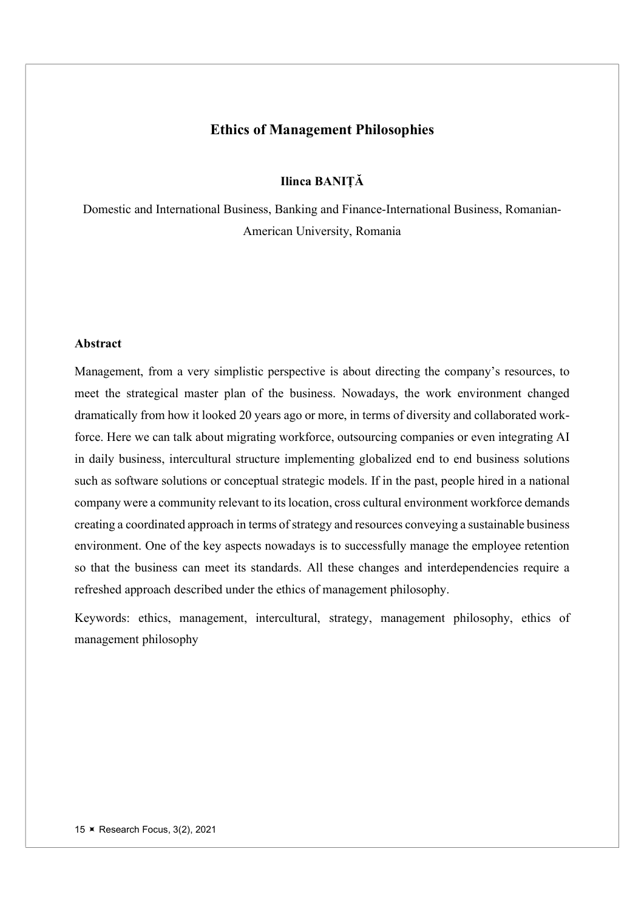# Ethics of Management Philosophies

**Ilinca BANIȚĂ**

Domestic and International Business, Banking and Finance-International Business, Romanian-American University, Romania

## Abstract

Management, from a very simplistic perspective is about directing the company's resources, to meet the strategical master plan of the business. Nowadays, the work environment changed dramatically from how it looked 20 years ago or more, in terms of diversity and collaborated work-force. Here we can talk about migrating workforce, outsourcing companies or even integrating AI in daily business, intercultural structure implementing globalized end to end business solutions such as software solutions or conceptual strategic models. If in the past, people hired in a national company were a community relevant to its location, cross cultural environment workforce demands creating a coordinated approach in terms of strategy and resources conveying a sustainable business environment. One of the key aspects nowadays is to successfully manage the employee retention so that the business can meet its standards. All these changes and interdependencies require a refreshed approach described under the ethics of management philosophy.

Keywords: ethics, management, intercultural, strategy, management philosophy, ethics of management philosophy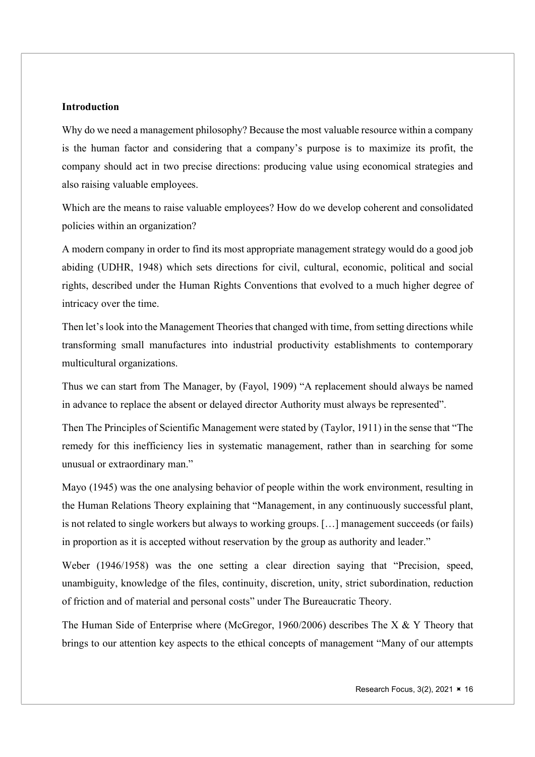**Introduction**

Why do we need a management philosophy? Because the most valuable resource within a company is the human factor and considering that a company's purpose is to maximize its profit, the company should act in two precise directions: producing value using economical strategies and also raising valuable employees.

Which are the means to raise valuable employees? How do we develop coherent and consolidated policies within an organization?

A modern company in order to find its most appropriate management strategy would do a good job abiding (UDHR, 1948) which sets directions for civil, cultural, economic, political and social rights, described under the Human Rights Conventions that evolved to a much higher degree of intricacy over the time.

Then let's look into the Management Theories that changed with time, from setting directions while transforming small manufactures into industrial productivity establishments to contemporary multicultural organizations.

Thus we can start from The Manager, by (Fayol, 1909) "A replacement should always be named in advance to replace the absent or delayed director Authority must always be represented".

Then The Principles of Scientific Management were stated by (Taylor, 1911) in the sense that "The remedy for this inefficiency lies in systematic management, rather than in searching for some unusual or extraordinary man."

Mayo (1945) was the one analysing behavior of people within the work environment, resulting in the Human Relations Theory explaining that "Management, in any continuously successful plant, is not related to single workers but always to working groups. […] management succeeds (or fails) in proportion as it is accepted without reservation by the group as authority and leader."

Weber (1946/1958) was the one setting a clear direction saying that "Precision, speed, unambiguity, knowledge of the files, continuity, discretion, unity, strict subordination, reduction of friction and of material and personal costs" under The Bureaucratic Theory.

The Human Side of Enterprise where (McGregor, 1960/2006) describes The X & Y Theory that brings to our attention key aspects to the ethical concepts of management "Many of our attempts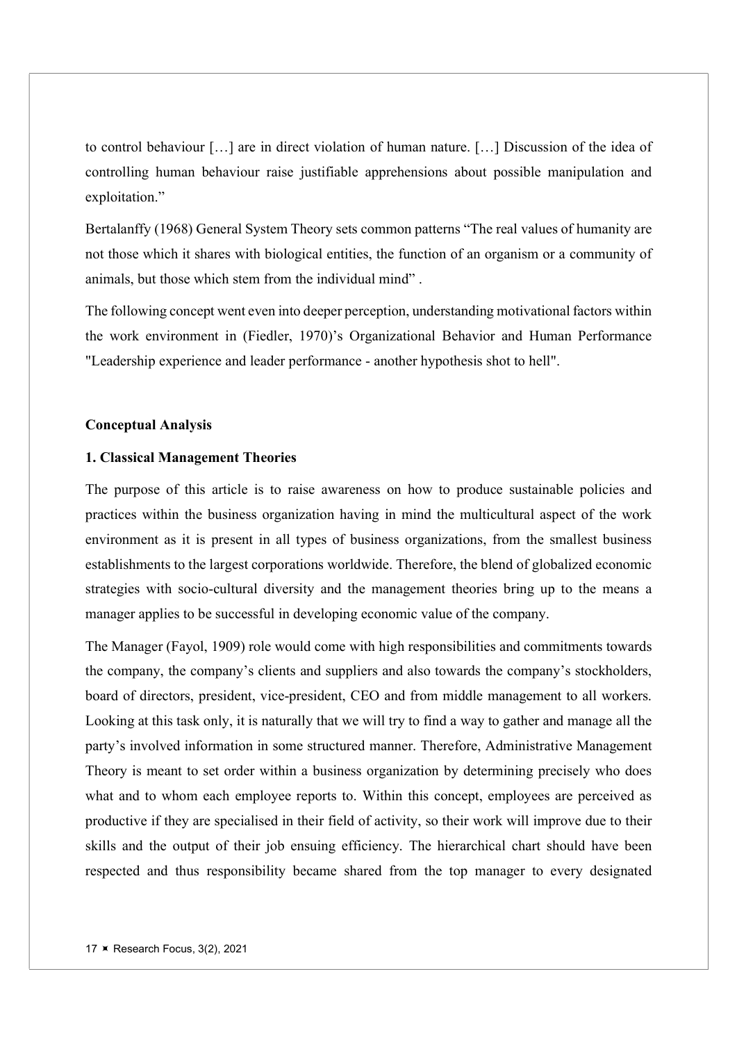to control behaviour […] are in direct violation of human nature. […] Discussion of the idea of controlling human behaviour raise justifiable apprehensions about possible manipulation and exploitation."

Bertalanffy (1968) General System Theory sets common patterns "The real values of humanity are not those which it shares with biological entities, the function of an organism or a community of animals, but those which stem from the individual mind" .

The following concept went even into deeper perception, understanding motivational factors within the work environment in (Fiedler, 1970)'s Organizational Behavior and Human Performance "Leadership experience and leader performance - another hypothesis shot to hell".

**Conceptual Analysis**

**1. Classical Management Theories**

The purpose of this article is to raise awareness on how to produce sustainable policies and practices within the business organization having in mind the multicultural aspect of the work environment as it is present in all types of business organizations, from the smallest business establishments to the largest corporations worldwide. Therefore, the blend of globalized economic strategies with socio-cultural diversity and the management theories bring up to the means a manager applies to be successful in developing economic value of the company.

The Manager (Fayol, 1909) role would come with high responsibilities and commitments towards the company, the company's clients and suppliers and also towards the company's stockholders, board of directors, president, vice-president, CEO and from middle management to all workers. Looking at this task only, it is naturally that we will try to find a way to gather and manage all the party's involved information in some structured manner. Therefore, Administrative Management Theory is meant to set order within a business organization by determining precisely who does what and to whom each employee reports to. Within this concept, employees are perceived as productive if they are specialised in their field of activity, so their work will improve due to their skills and the output of their job ensuing efficiency. The hierarchical chart should have been respected and thus responsibility became shared from the top manager to every designated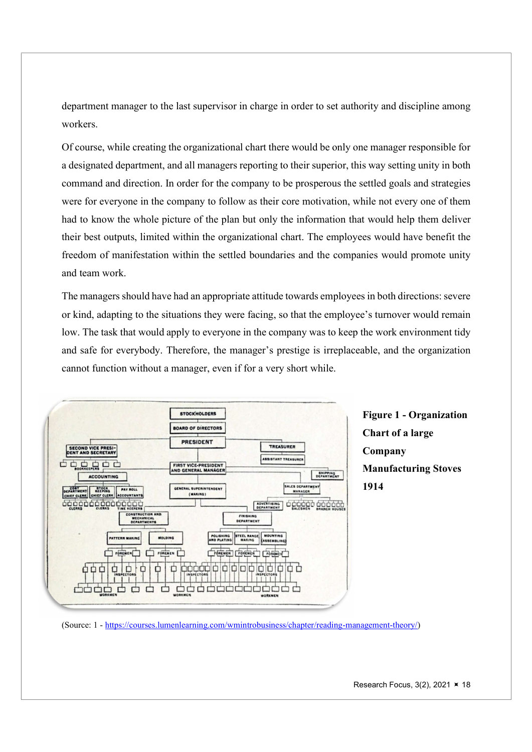department manager to the last supervisor in charge in order to set authority and discipline among workers.

Of course, while creating the organizational chart there would be only one manager responsible for a designated department, and all managers reporting to their superior, this way setting unity in both command and direction. In order for the company to be prosperous the settled goals and strategies were for everyone in the company to follow as their core motivation, while not every one of them had to know the whole picture of the plan but only the information that would help them deliver their best outputs, limited within the organizational chart. The employees would have benefit the freedom of manifestation within the settled boundaries and the companies would promote unity and team work.

The managers should have had an appropriate attitude towards employees in both directions: severe or kind, adapting to the situations they were facing, so that the employee's turnover would remain low. The task that would apply to everyone in the company was to keep the work environment tidy and safe for everybody. Therefore, the manager's prestige is irreplaceable, and the organization cannot function without a manager, even if for a very short while.

**Figure 1 - Organization Chart of a large Company Manufacturing Stoves 1914**

(Source: 1 - https://courses.lumenlearning.com/wmintrobusiness/chapter/reading-management-theory/)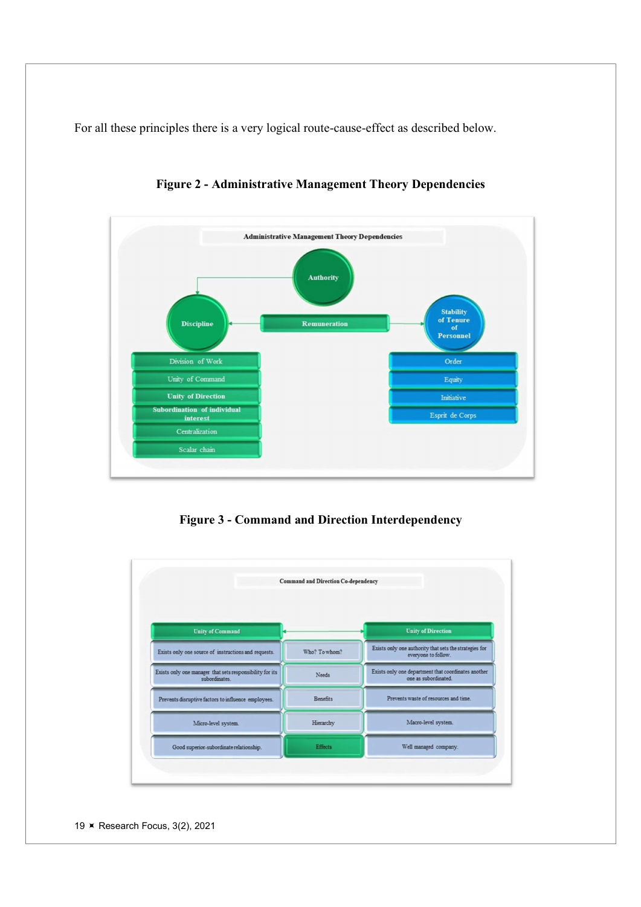For all these principles there is a very logical route-cause-effect as described below.

**Figure 2 - Administrative Management Theory Dependencies**

Administrative Management Theory Dependencies

Authority

Discipline — Remuneration — Stability of Tenure of Personnel

| Discipline | Stability of Tenure of Personnel |
|---|---|
| Division of Work | Order |
| Unity of Command | Equity |
| Unity of Direction | Initiative |
| Subordination of individual interest | Esprit de Corps |
| Centralization | |
| Scalar chain | |

**Figure 3 - Command and Direction Interdependency**

Command and Direction Co-dependency

| Unity of Command | | Unity of Direction |
|---|---|---|
| Exists only one source of instructions and requests. | Who? To whom? | Exists only one authority that sets the strategies for everyone to follow. |
| Exists only one manager that sets responsibility for its subordinates. | Needs | Exists only one department that coordinates another one as subordinated. |
| Prevents disruptive factors to influence employees. | Benefits | Prevents waste of resources and time. |
| Micro-level system. | Hierarchy | Macro-level system. |
| Good superior-subordinate relationship. | Effects | Well managed company. |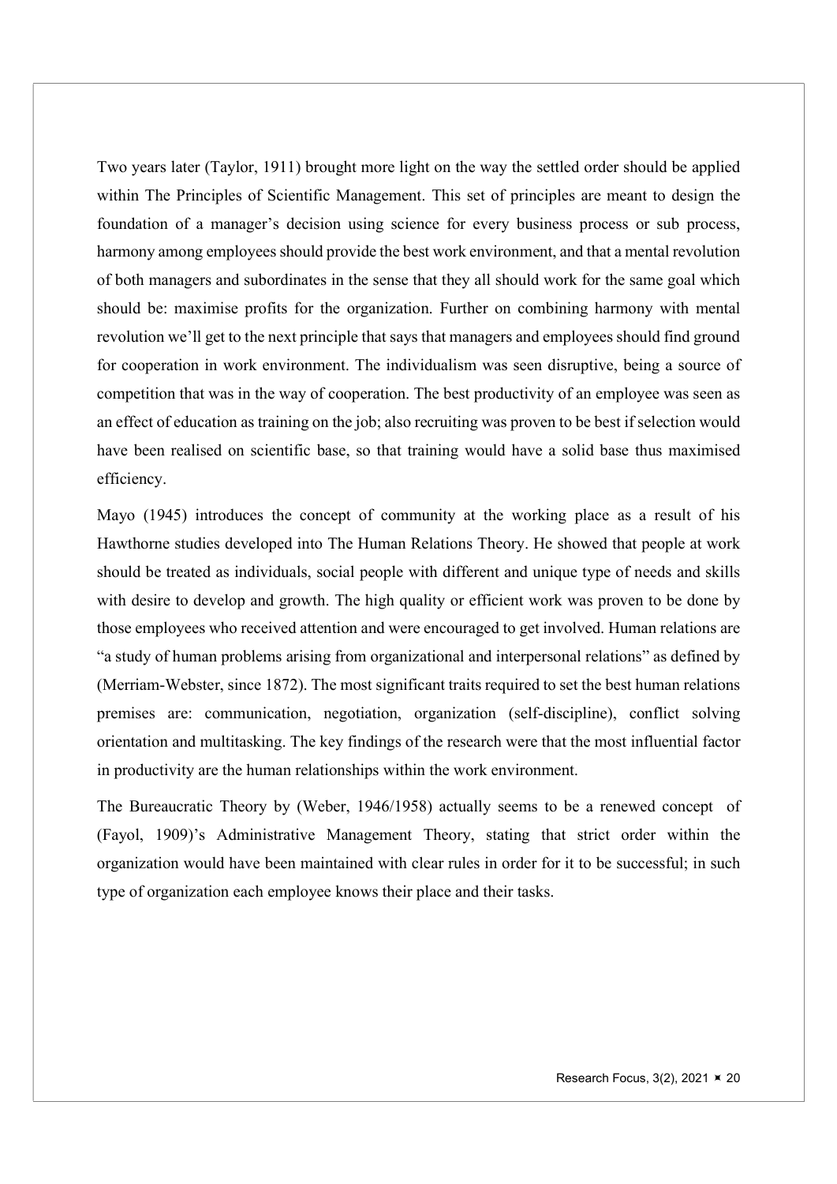Two years later (Taylor, 1911) brought more light on the way the settled order should be applied within The Principles of Scientific Management. This set of principles are meant to design the foundation of a manager's decision using science for every business process or sub process, harmony among employees should provide the best work environment, and that a mental revolution of both managers and subordinates in the sense that they all should work for the same goal which should be: maximise profits for the organization. Further on combining harmony with mental revolution we'll get to the next principle that says that managers and employees should find ground for cooperation in work environment. The individualism was seen disruptive, being a source of competition that was in the way of cooperation. The best productivity of an employee was seen as an effect of education as training on the job; also recruiting was proven to be best if selection would have been realised on scientific base, so that training would have a solid base thus maximised efficiency.

Mayo (1945) introduces the concept of community at the working place as a result of his Hawthorne studies developed into The Human Relations Theory. He showed that people at work should be treated as individuals, social people with different and unique type of needs and skills with desire to develop and growth. The high quality or efficient work was proven to be done by those employees who received attention and were encouraged to get involved. Human relations are "a study of human problems arising from organizational and interpersonal relations" as defined by (Merriam-Webster, since 1872). The most significant traits required to set the best human relations premises are: communication, negotiation, organization (self-discipline), conflict solving orientation and multitasking. The key findings of the research were that the most influential factor in productivity are the human relationships within the work environment.

The Bureaucratic Theory by (Weber, 1946/1958) actually seems to be a renewed concept of (Fayol, 1909)'s Administrative Management Theory, stating that strict order within the organization would have been maintained with clear rules in order for it to be successful; in such type of organization each employee knows their place and their tasks.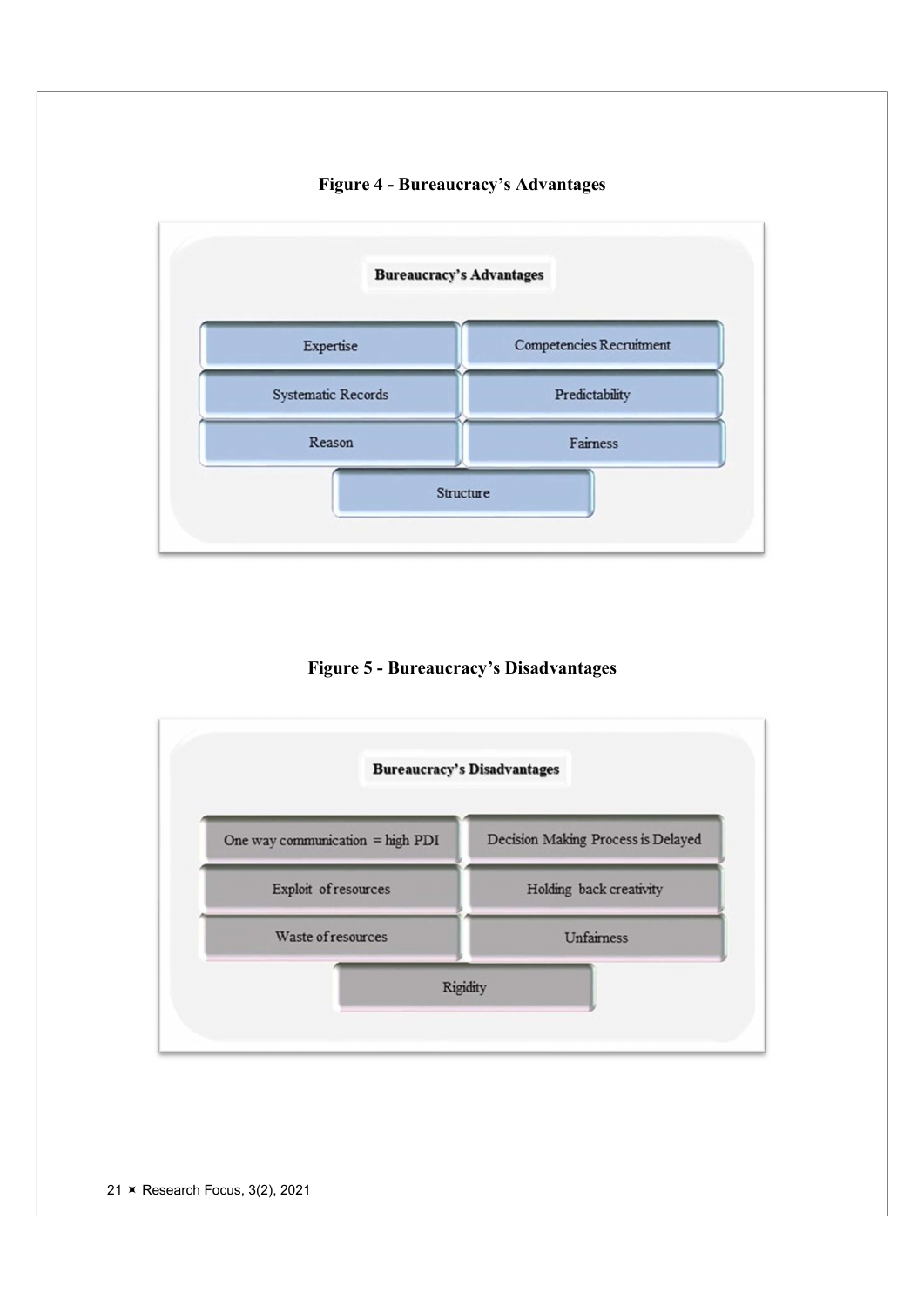**Figure 4 - Bureaucracy's Advantages**

**Bureaucracy's Advantages**

- Expertise
- Competencies Recruitment
- Systematic Records
- Predictability
- Reason
- Fairness
- Structure

**Figure 5 - Bureaucracy's Disadvantages**

**Bureaucracy's Disadvantages**

- One way communication = high PDI
- Decision Making Process is Delayed
- Exploit of resources
- Holding back creativity
- Waste of resources
- Unfairness
- Rigidity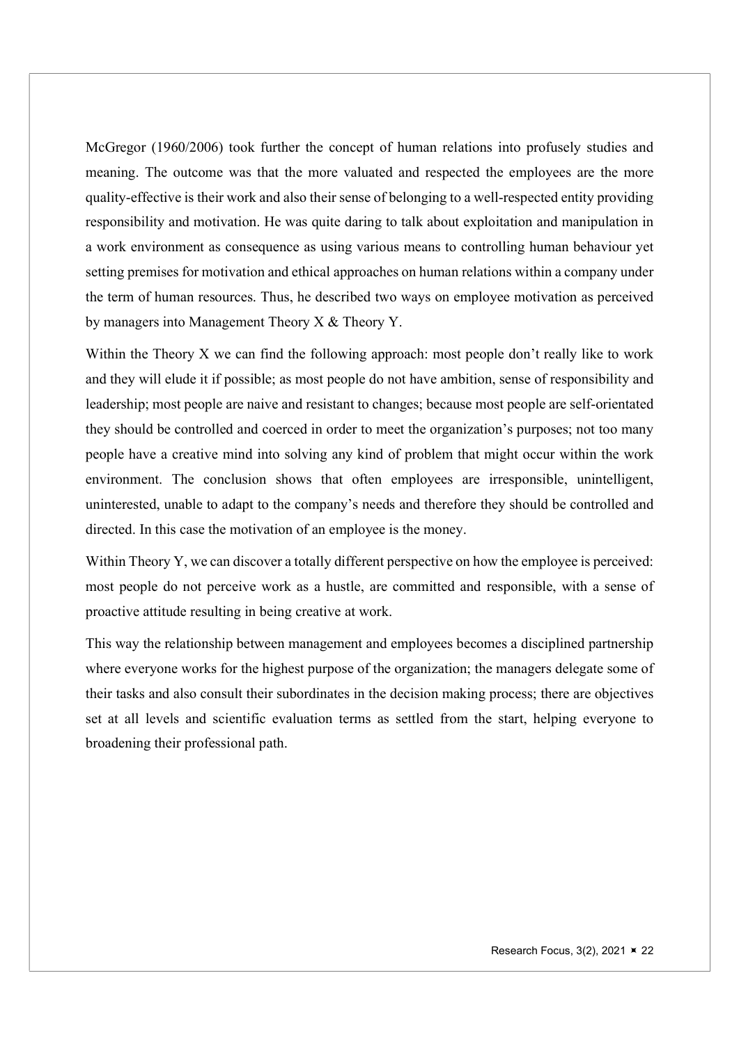McGregor (1960/2006) took further the concept of human relations into profusely studies and meaning. The outcome was that the more valuated and respected the employees are the more quality-effective is their work and also their sense of belonging to a well-respected entity providing responsibility and motivation. He was quite daring to talk about exploitation and manipulation in a work environment as consequence as using various means to controlling human behaviour yet setting premises for motivation and ethical approaches on human relations within a company under the term of human resources. Thus, he described two ways on employee motivation as perceived by managers into Management Theory X & Theory Y.

Within the Theory X we can find the following approach: most people don't really like to work and they will elude it if possible; as most people do not have ambition, sense of responsibility and leadership; most people are naive and resistant to changes; because most people are self-orientated they should be controlled and coerced in order to meet the organization's purposes; not too many people have a creative mind into solving any kind of problem that might occur within the work environment. The conclusion shows that often employees are irresponsible, unintelligent, uninterested, unable to adapt to the company's needs and therefore they should be controlled and directed. In this case the motivation of an employee is the money.

Within Theory Y, we can discover a totally different perspective on how the employee is perceived: most people do not perceive work as a hustle, are committed and responsible, with a sense of proactive attitude resulting in being creative at work.

This way the relationship between management and employees becomes a disciplined partnership where everyone works for the highest purpose of the organization; the managers delegate some of their tasks and also consult their subordinates in the decision making process; there are objectives set at all levels and scientific evaluation terms as settled from the start, helping everyone to broadening their professional path.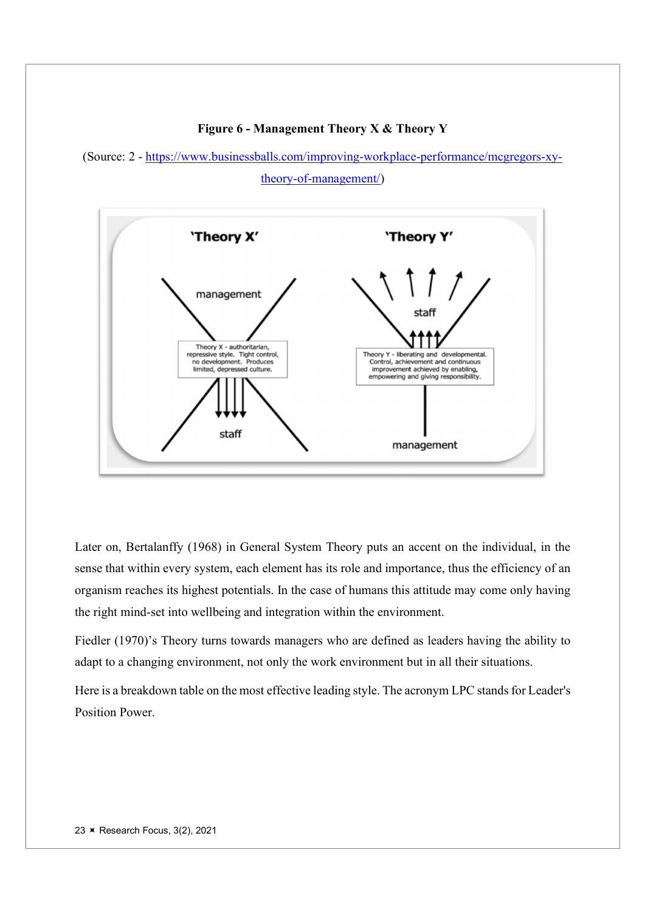**Figure 6 - Management Theory X & Theory Y**

(Source: 2 - https://www.businessballs.com/improving-workplace-performance/mcgregors-xy-theory-of-management/)

Later on, Bertalanffy (1968) in General System Theory puts an accent on the individual, in the sense that within every system, each element has its role and importance, thus the efficiency of an organism reaches its highest potentials. In the case of humans this attitude may come only having the right mind-set into wellbeing and integration within the environment.

Fiedler (1970)'s Theory turns towards managers who are defined as leaders having the ability to adapt to a changing environment, not only the work environment but in all their situations.

Here is a breakdown table on the most effective leading style. The acronym LPC stands for Leader's Position Power.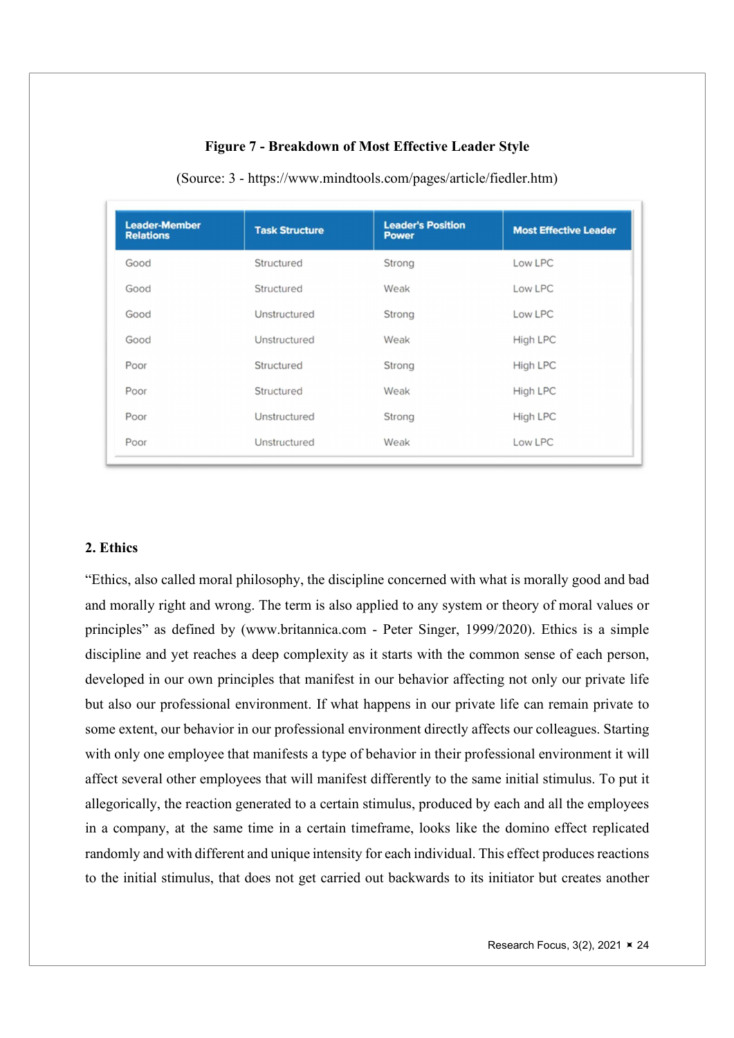**Figure 7 - Breakdown of Most Effective Leader Style**

(Source: 3 - https://www.mindtools.com/pages/article/fiedler.htm)

| Leader-Member Relations | Task Structure | Leader's Position Power | Most Effective Leader |
|---|---|---|---|
| Good | Structured | Strong | Low LPC |
| Good | Structured | Weak | Low LPC |
| Good | Unstructured | Strong | Low LPC |
| Good | Unstructured | Weak | High LPC |
| Poor | Structured | Strong | High LPC |
| Poor | Structured | Weak | High LPC |
| Poor | Unstructured | Strong | High LPC |
| Poor | Unstructured | Weak | Low LPC |

## 2. Ethics

"Ethics, also called moral philosophy, the discipline concerned with what is morally good and bad and morally right and wrong. The term is also applied to any system or theory of moral values or principles" as defined by (www.britannica.com - Peter Singer, 1999/2020). Ethics is a simple discipline and yet reaches a deep complexity as it starts with the common sense of each person, developed in our own principles that manifest in our behavior affecting not only our private life but also our professional environment. If what happens in our private life can remain private to some extent, our behavior in our professional environment directly affects our colleagues. Starting with only one employee that manifests a type of behavior in their professional environment it will affect several other employees that will manifest differently to the same initial stimulus. To put it allegorically, the reaction generated to a certain stimulus, produced by each and all the employees in a company, at the same time in a certain timeframe, looks like the domino effect replicated randomly and with different and unique intensity for each individual. This effect produces reactions to the initial stimulus, that does not get carried out backwards to its initiator but creates another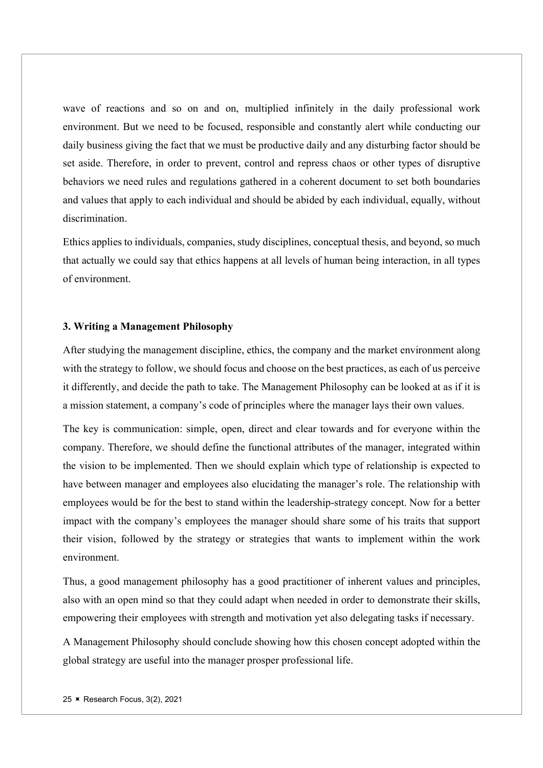wave of reactions and so on and on, multiplied infinitely in the daily professional work environment. But we need to be focused, responsible and constantly alert while conducting our daily business giving the fact that we must be productive daily and any disturbing factor should be set aside. Therefore, in order to prevent, control and repress chaos or other types of disruptive behaviors we need rules and regulations gathered in a coherent document to set both boundaries and values that apply to each individual and should be abided by each individual, equally, without discrimination.

Ethics applies to individuals, companies, study disciplines, conceptual thesis, and beyond, so much that actually we could say that ethics happens at all levels of human being interaction, in all types of environment.

### 3. Writing a Management Philosophy

After studying the management discipline, ethics, the company and the market environment along with the strategy to follow, we should focus and choose on the best practices, as each of us perceive it differently, and decide the path to take. The Management Philosophy can be looked at as if it is a mission statement, a company's code of principles where the manager lays their own values.

The key is communication: simple, open, direct and clear towards and for everyone within the company. Therefore, we should define the functional attributes of the manager, integrated within the vision to be implemented. Then we should explain which type of relationship is expected to have between manager and employees also elucidating the manager's role. The relationship with employees would be for the best to stand within the leadership-strategy concept. Now for a better impact with the company's employees the manager should share some of his traits that support their vision, followed by the strategy or strategies that wants to implement within the work environment.

Thus, a good management philosophy has a good practitioner of inherent values and principles, also with an open mind so that they could adapt when needed in order to demonstrate their skills, empowering their employees with strength and motivation yet also delegating tasks if necessary.

A Management Philosophy should conclude showing how this chosen concept adopted within the global strategy are useful into the manager prosper professional life.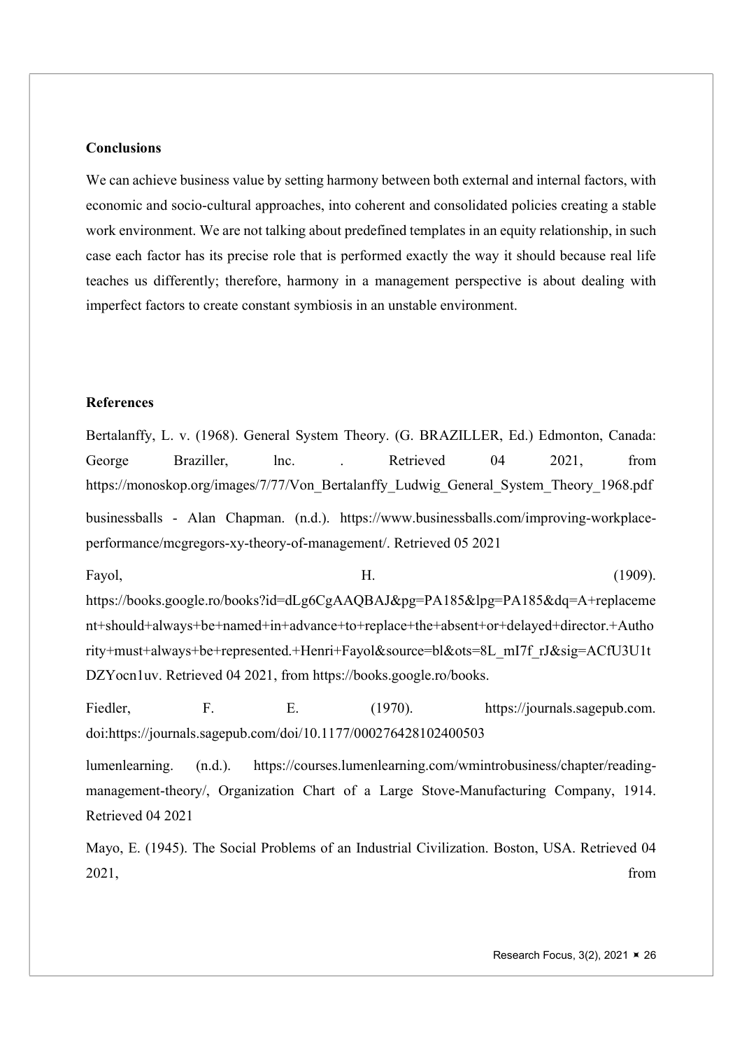## Conclusions

We can achieve business value by setting harmony between both external and internal factors, with economic and socio-cultural approaches, into coherent and consolidated policies creating a stable work environment. We are not talking about predefined templates in an equity relationship, in such case each factor has its precise role that is performed exactly the way it should because real life teaches us differently; therefore, harmony in a management perspective is about dealing with imperfect factors to create constant symbiosis in an unstable environment.

## References

Bertalanffy, L. v. (1968). General System Theory. (G. BRAZILLER, Ed.) Edmonton, Canada: George Braziller, lnc. . Retrieved 04 2021, from https://monoskop.org/images/7/77/Von_Bertalanffy_Ludwig_General_System_Theory_1968.pdf

businessballs - Alan Chapman. (n.d.). https://www.businessballs.com/improving-workplace-performance/mcgregors-xy-theory-of-management/. Retrieved 05 2021

Fayol, H. (1909). https://books.google.ro/books?id=dLg6CgAAQBAJ&pg=PA185&lpg=PA185&dq=A+replacement+should+always+be+named+in+advance+to+replace+the+absent+or+delayed+director.+Authority+must+always+be+represented.+Henri+Fayol&source=bl&ots=8L_mI7f_rJ&sig=ACfU3U1tDZYocn1uv. Retrieved 04 2021, from https://books.google.ro/books.

Fiedler, F. E. (1970). https://journals.sagepub.com. doi:https://journals.sagepub.com/doi/10.1177/000276428102400503

lumenlearning. (n.d.). https://courses.lumenlearning.com/wmintrobusiness/chapter/reading-management-theory/, Organization Chart of a Large Stove-Manufacturing Company, 1914. Retrieved 04 2021

Mayo, E. (1945). The Social Problems of an Industrial Civilization. Boston, USA. Retrieved 04 2021, from